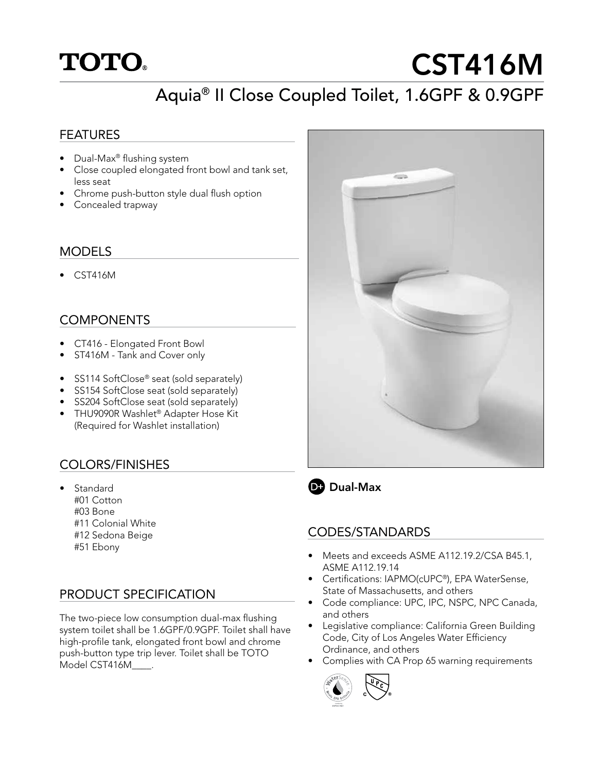# TOTO®

# CST416M

## Aquia® II Close Coupled Toilet, 1.6GPF & 0.9GPF

### FEATURES

- Dual-Max® flushing system
- Close coupled elongated front bowl and tank set, less seat
- Chrome push-button style dual flush option
- Concealed trapway

### MODELS

- CST416M

### COMPONENTS

- CT416 - Elongated Front Bowl
- ST416M - Tank and Cover only

- SS114 SoftClose® seat (sold separately)
- SS154 SoftClose seat (sold separately)
- SS204 SoftClose seat (sold separately)
- THU9090R Washlet® Adapter Hose Kit (Required for Washlet installation)

### COLORS/FINISHES

- Standard
  #01 Cotton
  #03 Bone
  #11 Colonial White
  #12 Sedona Beige
  #51 Ebony

### PRODUCT SPECIFICATION

The two-piece low consumption dual-max flushing system toilet shall be 1.6GPF/0.9GPF. Toilet shall have high-profile tank, elongated front bowl and chrome push-button type trip lever. Toilet shall be TOTO Model CST416M____.

**Dual-Max**

### CODES/STANDARDS

- Meets and exceeds ASME A112.19.2/CSA B45.1, ASME A112.19.14
- Certifications: IAPMO(cUPC®), EPA WaterSense, State of Massachusetts, and others
- Code compliance: UPC, IPC, NSPC, NPC Canada, and others
- Legislative compliance: California Green Building Code, City of Los Angeles Water Efficiency Ordinance, and others
- Complies with CA Prop 65 warning requirements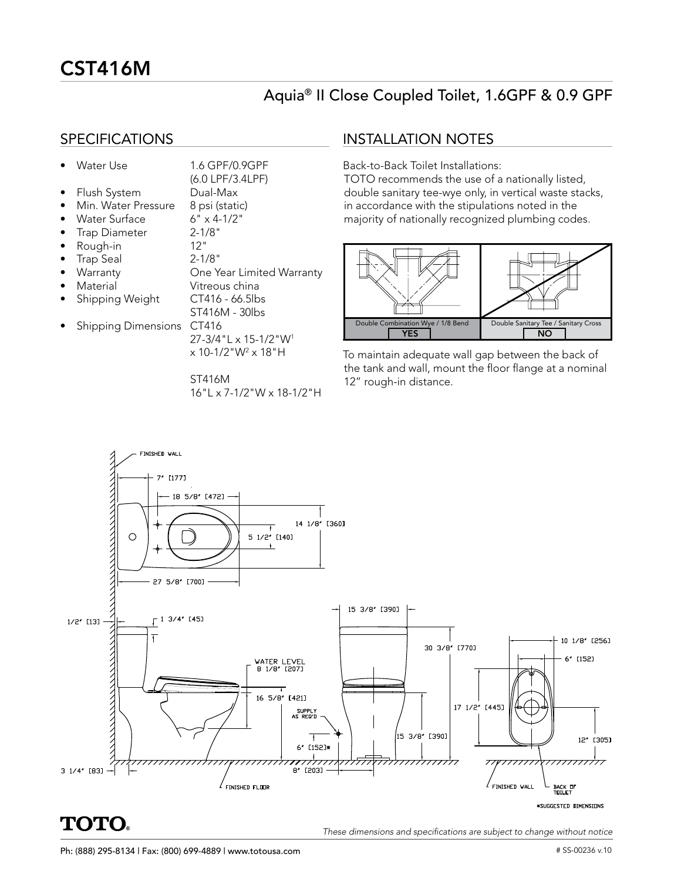# CST416M

## Aquia® II Close Coupled Toilet, 1.6GPF & 0.9 GPF

## SPECIFICATIONS

- Water Use: 1.6 GPF/0.9GPF (6.0 LPF/3.4LPF)
- Flush System: Dual-Max
- Min. Water Pressure: 8 psi (static)
- Water Surface: 6" x 4-1/2"
- Trap Diameter: 2-1/8"
- Rough-in: 12"
- Trap Seal: 2-1/8"
- Warranty: One Year Limited Warranty
- Material: Vitreous china
- Shipping Weight: CT416 - 66.5lbs
  ST416M - 30lbs
- Shipping Dimensions: CT416
  27-3/4"L x 15-1/2"W[1] x 10-1/2"W[2] x 18"H

  ST416M
  16"L x 7-1/2"W x 18-1/2"H

## INSTALLATION NOTES

Back-to-Back Toilet Installations:
TOTO recommends the use of a nationally listed, double sanitary tee-wye only, in vertical waste stacks, in accordance with the stipulations noted in the majority of nationally recognized plumbing codes.

Double Combination Wye / 1/8 Bend
YES

Double Sanitary Tee / Sanitary Cross
NO

To maintain adequate wall gap between the back of the tank and wall, mount the floor flange at a nominal 12" rough-in distance.

FINISHED WALL
7" [177]
18 5/8" [472]
14 1/8" [360]
5 1/2" [140]
27 5/8" [700]
1/2" [13]
1 3/4" [45]
15 3/8" [390]
30 3/8" [770]
10 1/8" [256]
6" [152]
WATER LEVEL
8 1/8" [207]
16 5/8" [421]
SUPPLY AS REQ'D
17 1/2" [445]
15 3/8" [390]
12" [305]
6" [152]*
3 1/4" [83]
8" [203]
FINISHED FLOOR
FINISHED WALL
BACK OF TOILET
*SUGGESTED DIMENSIONS

TOTO

*These dimensions and specifications are subject to change without notice*

Ph: (888) 295-8134 | Fax: (800) 699-4889 | www.totousa.com

# SS-00236 v.10